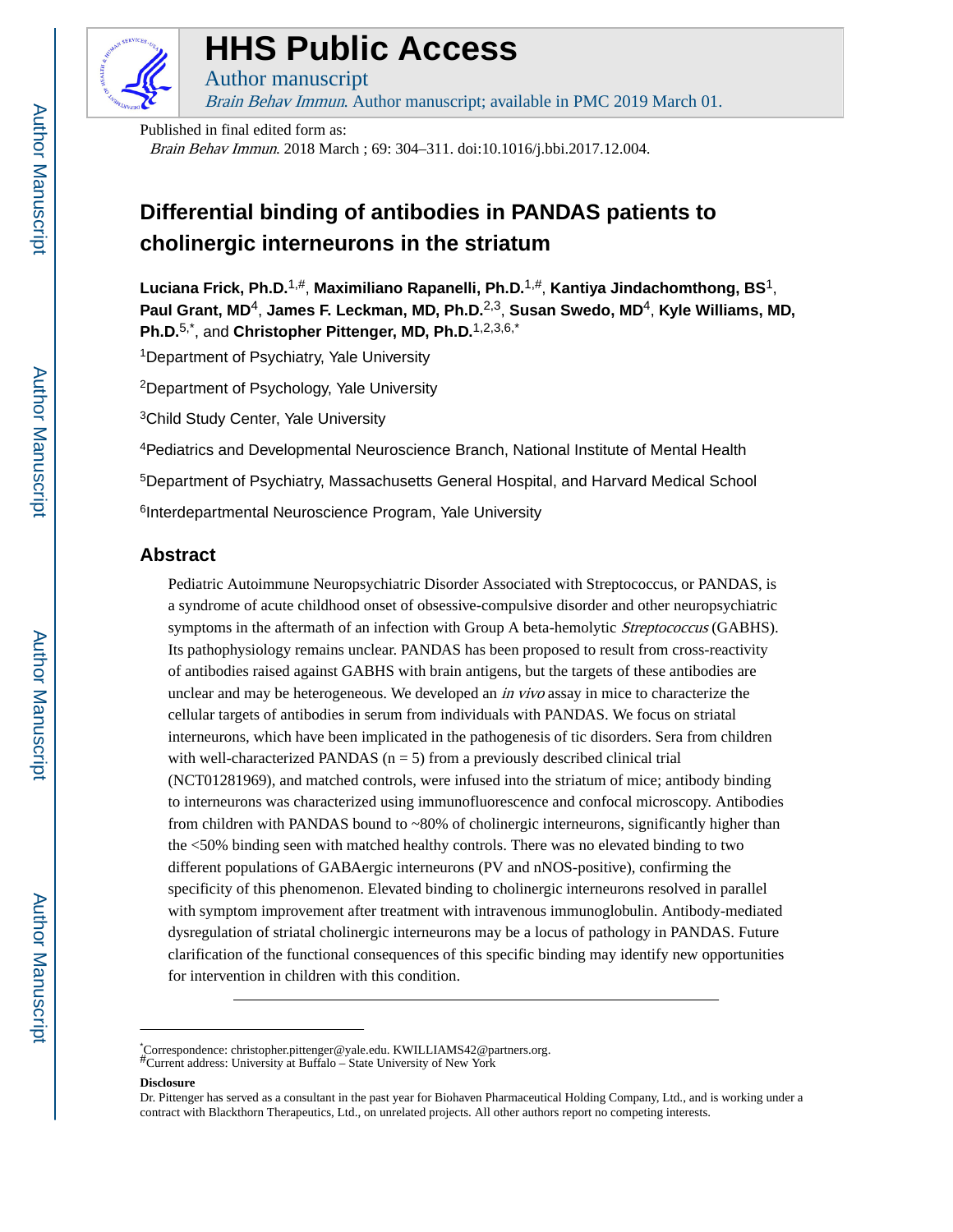# HHS Public Access

Author manuscript

*Brain Behav Immun*. Author manuscript; available in PMC 2019 March 01.

Published in final edited form as:

*Brain Behav Immun*. 2018 March ; 69: 304–311. doi:10.1016/j.bbi.2017.12.004.

## Differential binding of antibodies in PANDAS patients to cholinergic interneurons in the striatum

**Luciana Frick, Ph.D.**[1,#], **Maximiliano Rapanelli, Ph.D.**[1,#], **Kantiya Jindachomthong, BS**[1], **Paul Grant, MD**[4], **James F. Leckman, MD, Ph.D.**[2,3], **Susan Swedo, MD**[4], **Kyle Williams, MD, Ph.D.**[5,*], and **Christopher Pittenger, MD, Ph.D.**[1,2,3,6,*]

[1]Department of Psychiatry, Yale University

[2]Department of Psychology, Yale University

[3]Child Study Center, Yale University

[4]Pediatrics and Developmental Neuroscience Branch, National Institute of Mental Health

[5]Department of Psychiatry, Massachusetts General Hospital, and Harvard Medical School

[6]Interdepartmental Neuroscience Program, Yale University

## Abstract

Pediatric Autoimmune Neuropsychiatric Disorder Associated with Streptococcus, or PANDAS, is a syndrome of acute childhood onset of obsessive-compulsive disorder and other neuropsychiatric symptoms in the aftermath of an infection with Group A beta-hemolytic *Streptococcus* (GABHS). Its pathophysiology remains unclear. PANDAS has been proposed to result from cross-reactivity of antibodies raised against GABHS with brain antigens, but the targets of these antibodies are unclear and may be heterogeneous. We developed an *in vivo* assay in mice to characterize the cellular targets of antibodies in serum from individuals with PANDAS. We focus on striatal interneurons, which have been implicated in the pathogenesis of tic disorders. Sera from children with well-characterized PANDAS (n = 5) from a previously described clinical trial (NCT01281969), and matched controls, were infused into the striatum of mice; antibody binding to interneurons was characterized using immunofluorescence and confocal microscopy. Antibodies from children with PANDAS bound to ~80% of cholinergic interneurons, significantly higher than the <50% binding seen with matched healthy controls. There was no elevated binding to two different populations of GABAergic interneurons (PV and nNOS-positive), confirming the specificity of this phenomenon. Elevated binding to cholinergic interneurons resolved in parallel with symptom improvement after treatment with intravenous immunoglobulin. Antibody-mediated dysregulation of striatal cholinergic interneurons may be a locus of pathology in PANDAS. Future clarification of the functional consequences of this specific binding may identify new opportunities for intervention in children with this condition.

---

*Correspondence: christopher.pittenger@yale.edu. KWILLIAMS42@partners.org.
#Current address: University at Buffalo – State University of New York

**Disclosure**

Dr. Pittenger has served as a consultant in the past year for Biohaven Pharmaceutical Holding Company, Ltd., and is working under a contract with Blackthorn Therapeutics, Ltd., on unrelated projects. All other authors report no competing interests.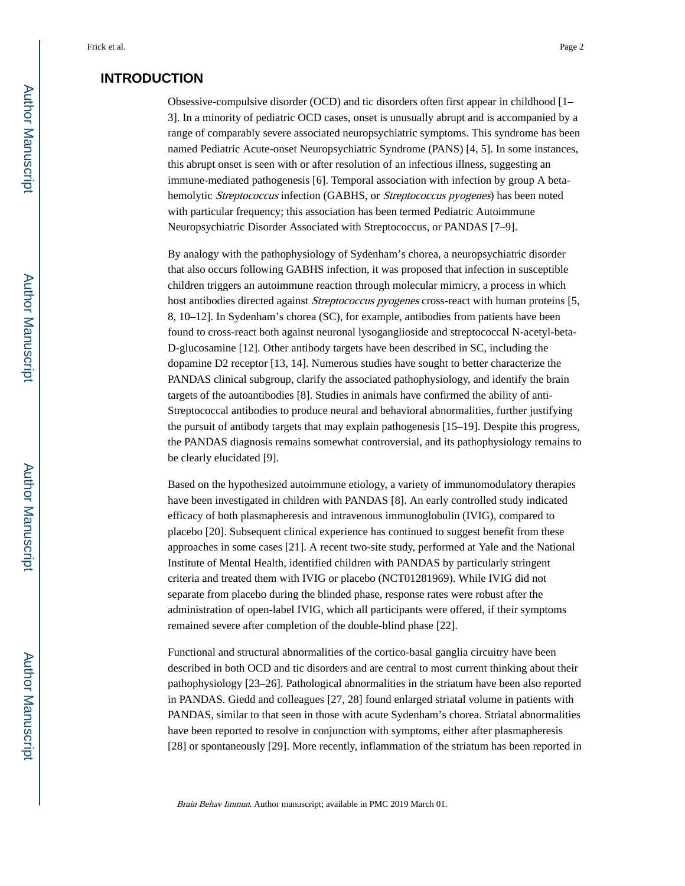## INTRODUCTION

Obsessive-compulsive disorder (OCD) and tic disorders often first appear in childhood [1–3]. In a minority of pediatric OCD cases, onset is unusually abrupt and is accompanied by a range of comparably severe associated neuropsychiatric symptoms. This syndrome has been named Pediatric Acute-onset Neuropsychiatric Syndrome (PANS) [4, 5]. In some instances, this abrupt onset is seen with or after resolution of an infectious illness, suggesting an immune-mediated pathogenesis [6]. Temporal association with infection by group A beta-hemolytic *Streptococcus* infection (GABHS, or *Streptococcus pyogenes*) has been noted with particular frequency; this association has been termed Pediatric Autoimmune Neuropsychiatric Disorder Associated with Streptococcus, or PANDAS [7–9].

By analogy with the pathophysiology of Sydenham's chorea, a neuropsychiatric disorder that also occurs following GABHS infection, it was proposed that infection in susceptible children triggers an autoimmune reaction through molecular mimicry, a process in which host antibodies directed against *Streptococcus pyogenes* cross-react with human proteins [5, 8, 10–12]. In Sydenham's chorea (SC), for example, antibodies from patients have been found to cross-react both against neuronal lysoganglioside and streptococcal N-acetyl-beta-D-glucosamine [12]. Other antibody targets have been described in SC, including the dopamine D2 receptor [13, 14]. Numerous studies have sought to better characterize the PANDAS clinical subgroup, clarify the associated pathophysiology, and identify the brain targets of the autoantibodies [8]. Studies in animals have confirmed the ability of anti-Streptococcal antibodies to produce neural and behavioral abnormalities, further justifying the pursuit of antibody targets that may explain pathogenesis [15–19]. Despite this progress, the PANDAS diagnosis remains somewhat controversial, and its pathophysiology remains to be clearly elucidated [9].

Based on the hypothesized autoimmune etiology, a variety of immunomodulatory therapies have been investigated in children with PANDAS [8]. An early controlled study indicated efficacy of both plasmapheresis and intravenous immunoglobulin (IVIG), compared to placebo [20]. Subsequent clinical experience has continued to suggest benefit from these approaches in some cases [21]. A recent two-site study, performed at Yale and the National Institute of Mental Health, identified children with PANDAS by particularly stringent criteria and treated them with IVIG or placebo (NCT01281969). While IVIG did not separate from placebo during the blinded phase, response rates were robust after the administration of open-label IVIG, which all participants were offered, if their symptoms remained severe after completion of the double-blind phase [22].

Functional and structural abnormalities of the cortico-basal ganglia circuitry have been described in both OCD and tic disorders and are central to most current thinking about their pathophysiology [23–26]. Pathological abnormalities in the striatum have been also reported in PANDAS. Giedd and colleagues [27, 28] found enlarged striatal volume in patients with PANDAS, similar to that seen in those with acute Sydenham's chorea. Striatal abnormalities have been reported to resolve in conjunction with symptoms, either after plasmapheresis [28] or spontaneously [29]. More recently, inflammation of the striatum has been reported in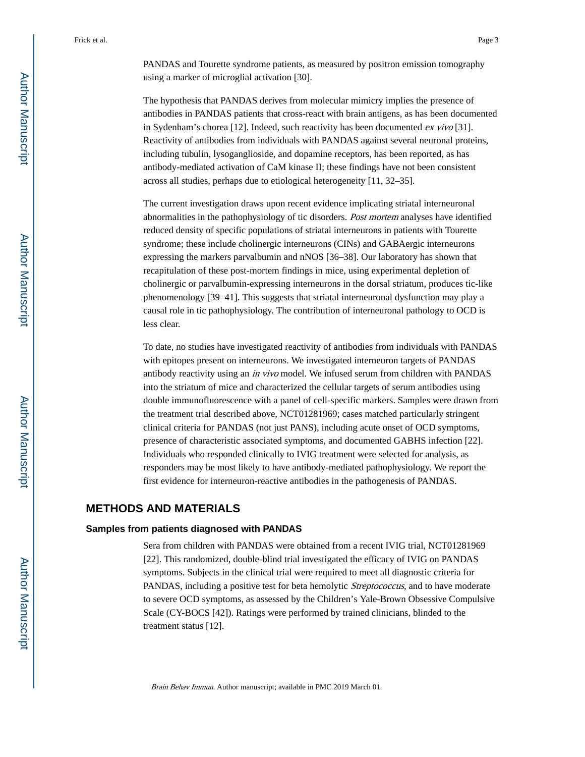PANDAS and Tourette syndrome patients, as measured by positron emission tomography using a marker of microglial activation [30].

The hypothesis that PANDAS derives from molecular mimicry implies the presence of antibodies in PANDAS patients that cross-react with brain antigens, as has been documented in Sydenham's chorea [12]. Indeed, such reactivity has been documented *ex vivo* [31]. Reactivity of antibodies from individuals with PANDAS against several neuronal proteins, including tubulin, lysoganglioside, and dopamine receptors, has been reported, as has antibody-mediated activation of CaM kinase II; these findings have not been consistent across all studies, perhaps due to etiological heterogeneity [11, 32–35].

The current investigation draws upon recent evidence implicating striatal interneuronal abnormalities in the pathophysiology of tic disorders. *Post mortem* analyses have identified reduced density of specific populations of striatal interneurons in patients with Tourette syndrome; these include cholinergic interneurons (CINs) and GABAergic interneurons expressing the markers parvalbumin and nNOS [36–38]. Our laboratory has shown that recapitulation of these post-mortem findings in mice, using experimental depletion of cholinergic or parvalbumin-expressing interneurons in the dorsal striatum, produces tic-like phenomenology [39–41]. This suggests that striatal interneuronal dysfunction may play a causal role in tic pathophysiology. The contribution of interneuronal pathology to OCD is less clear.

To date, no studies have investigated reactivity of antibodies from individuals with PANDAS with epitopes present on interneurons. We investigated interneuron targets of PANDAS antibody reactivity using an *in vivo* model. We infused serum from children with PANDAS into the striatum of mice and characterized the cellular targets of serum antibodies using double immunofluorescence with a panel of cell-specific markers. Samples were drawn from the treatment trial described above, NCT01281969; cases matched particularly stringent clinical criteria for PANDAS (not just PANS), including acute onset of OCD symptoms, presence of characteristic associated symptoms, and documented GABHS infection [22]. Individuals who responded clinically to IVIG treatment were selected for analysis, as responders may be most likely to have antibody-mediated pathophysiology. We report the first evidence for interneuron-reactive antibodies in the pathogenesis of PANDAS.

## METHODS AND MATERIALS

### Samples from patients diagnosed with PANDAS

Sera from children with PANDAS were obtained from a recent IVIG trial, NCT01281969 [22]. This randomized, double-blind trial investigated the efficacy of IVIG on PANDAS symptoms. Subjects in the clinical trial were required to meet all diagnostic criteria for PANDAS, including a positive test for beta hemolytic *Streptococcus*, and to have moderate to severe OCD symptoms, as assessed by the Children's Yale-Brown Obsessive Compulsive Scale (CY-BOCS [42]). Ratings were performed by trained clinicians, blinded to the treatment status [12].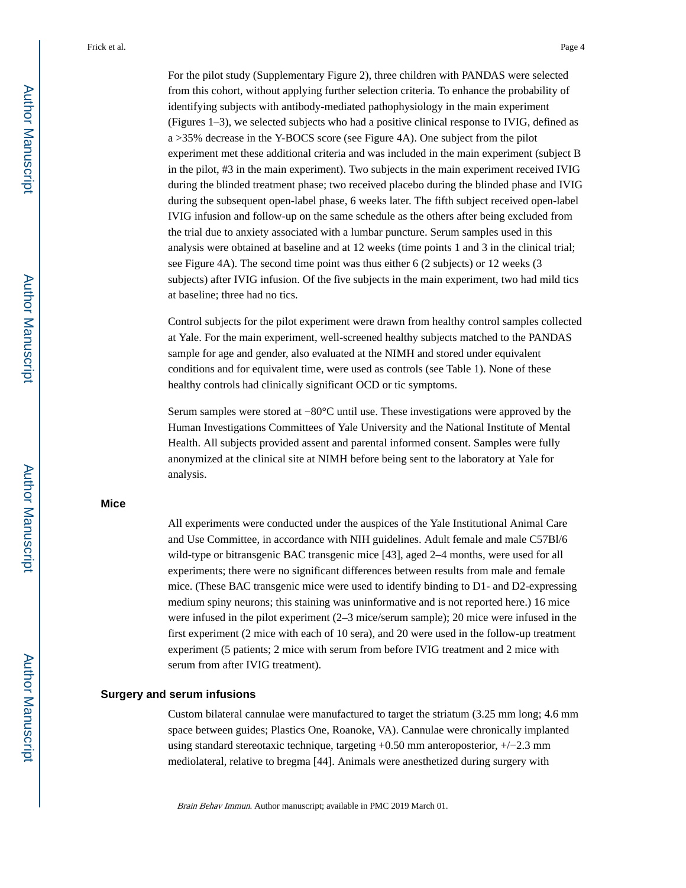For the pilot study (Supplementary Figure 2), three children with PANDAS were selected from this cohort, without applying further selection criteria. To enhance the probability of identifying subjects with antibody-mediated pathophysiology in the main experiment (Figures 1–3), we selected subjects who had a positive clinical response to IVIG, defined as a >35% decrease in the Y-BOCS score (see Figure 4A). One subject from the pilot experiment met these additional criteria and was included in the main experiment (subject B in the pilot, #3 in the main experiment). Two subjects in the main experiment received IVIG during the blinded treatment phase; two received placebo during the blinded phase and IVIG during the subsequent open-label phase, 6 weeks later. The fifth subject received open-label IVIG infusion and follow-up on the same schedule as the others after being excluded from the trial due to anxiety associated with a lumbar puncture. Serum samples used in this analysis were obtained at baseline and at 12 weeks (time points 1 and 3 in the clinical trial; see Figure 4A). The second time point was thus either 6 (2 subjects) or 12 weeks (3 subjects) after IVIG infusion. Of the five subjects in the main experiment, two had mild tics at baseline; three had no tics.

Control subjects for the pilot experiment were drawn from healthy control samples collected at Yale. For the main experiment, well-screened healthy subjects matched to the PANDAS sample for age and gender, also evaluated at the NIMH and stored under equivalent conditions and for equivalent time, were used as controls (see Table 1). None of these healthy controls had clinically significant OCD or tic symptoms.

Serum samples were stored at −80°C until use. These investigations were approved by the Human Investigations Committees of Yale University and the National Institute of Mental Health. All subjects provided assent and parental informed consent. Samples were fully anonymized at the clinical site at NIMH before being sent to the laboratory at Yale for analysis.

## Mice

All experiments were conducted under the auspices of the Yale Institutional Animal Care and Use Committee, in accordance with NIH guidelines. Adult female and male C57Bl/6 wild-type or bitransgenic BAC transgenic mice [43], aged 2–4 months, were used for all experiments; there were no significant differences between results from male and female mice. (These BAC transgenic mice were used to identify binding to D1- and D2-expressing medium spiny neurons; this staining was uninformative and is not reported here.) 16 mice were infused in the pilot experiment (2–3 mice/serum sample); 20 mice were infused in the first experiment (2 mice with each of 10 sera), and 20 were used in the follow-up treatment experiment (5 patients; 2 mice with serum from before IVIG treatment and 2 mice with serum from after IVIG treatment).

## Surgery and serum infusions

Custom bilateral cannulae were manufactured to target the striatum (3.25 mm long; 4.6 mm space between guides; Plastics One, Roanoke, VA). Cannulae were chronically implanted using standard stereotaxic technique, targeting +0.50 mm anteroposterior, +/−2.3 mm mediolateral, relative to bregma [44]. Animals were anesthetized during surgery with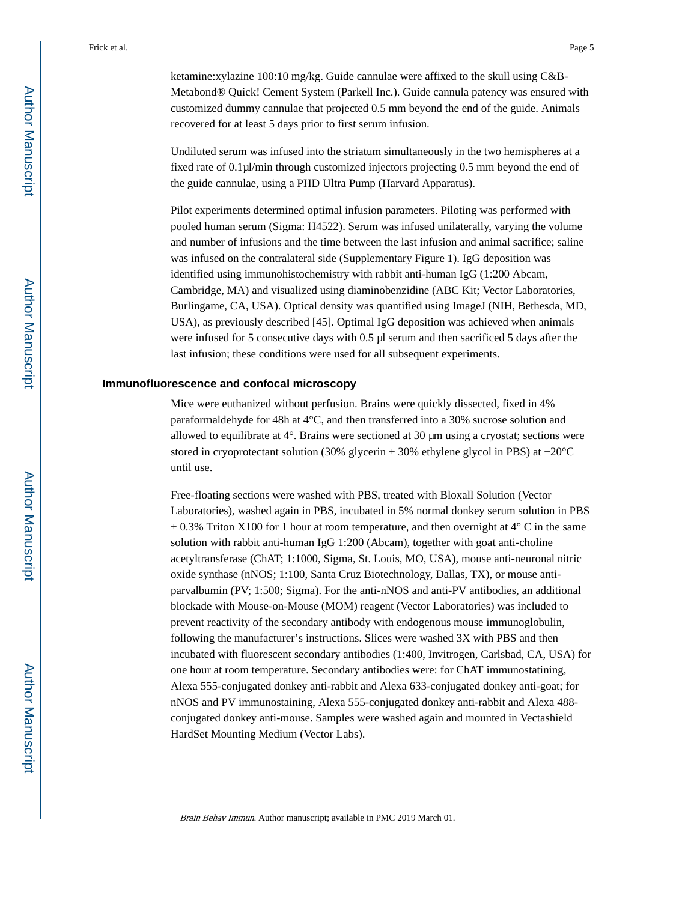ketamine:xylazine 100:10 mg/kg. Guide cannulae were affixed to the skull using C&B-Metabond® Quick! Cement System (Parkell Inc.). Guide cannula patency was ensured with customized dummy cannulae that projected 0.5 mm beyond the end of the guide. Animals recovered for at least 5 days prior to first serum infusion.

Undiluted serum was infused into the striatum simultaneously in the two hemispheres at a fixed rate of 0.1µl/min through customized injectors projecting 0.5 mm beyond the end of the guide cannulae, using a PHD Ultra Pump (Harvard Apparatus).

Pilot experiments determined optimal infusion parameters. Piloting was performed with pooled human serum (Sigma: H4522). Serum was infused unilaterally, varying the volume and number of infusions and the time between the last infusion and animal sacrifice; saline was infused on the contralateral side (Supplementary Figure 1). IgG deposition was identified using immunohistochemistry with rabbit anti-human IgG (1:200 Abcam, Cambridge, MA) and visualized using diaminobenzidine (ABC Kit; Vector Laboratories, Burlingame, CA, USA). Optical density was quantified using ImageJ (NIH, Bethesda, MD, USA), as previously described [45]. Optimal IgG deposition was achieved when animals were infused for 5 consecutive days with 0.5 µl serum and then sacrificed 5 days after the last infusion; these conditions were used for all subsequent experiments.

### Immunofluorescence and confocal microscopy

Mice were euthanized without perfusion. Brains were quickly dissected, fixed in 4% paraformaldehyde for 48h at 4°C, and then transferred into a 30% sucrose solution and allowed to equilibrate at 4°. Brains were sectioned at 30 µm using a cryostat; sections were stored in cryoprotectant solution (30% glycerin + 30% ethylene glycol in PBS) at −20°C until use.

Free-floating sections were washed with PBS, treated with Bloxall Solution (Vector Laboratories), washed again in PBS, incubated in 5% normal donkey serum solution in PBS + 0.3% Triton X100 for 1 hour at room temperature, and then overnight at 4° C in the same solution with rabbit anti-human IgG 1:200 (Abcam), together with goat anti-choline acetyltransferase (ChAT; 1:1000, Sigma, St. Louis, MO, USA), mouse anti-neuronal nitric oxide synthase (nNOS; 1:100, Santa Cruz Biotechnology, Dallas, TX), or mouse anti-parvalbumin (PV; 1:500; Sigma). For the anti-nNOS and anti-PV antibodies, an additional blockade with Mouse-on-Mouse (MOM) reagent (Vector Laboratories) was included to prevent reactivity of the secondary antibody with endogenous mouse immunoglobulin, following the manufacturer's instructions. Slices were washed 3X with PBS and then incubated with fluorescent secondary antibodies (1:400, Invitrogen, Carlsbad, CA, USA) for one hour at room temperature. Secondary antibodies were: for ChAT immunostaining, Alexa 555-conjugated donkey anti-rabbit and Alexa 633-conjugated donkey anti-goat; for nNOS and PV immunostaining, Alexa 555-conjugated donkey anti-rabbit and Alexa 488-conjugated donkey anti-mouse. Samples were washed again and mounted in Vectashield HardSet Mounting Medium (Vector Labs).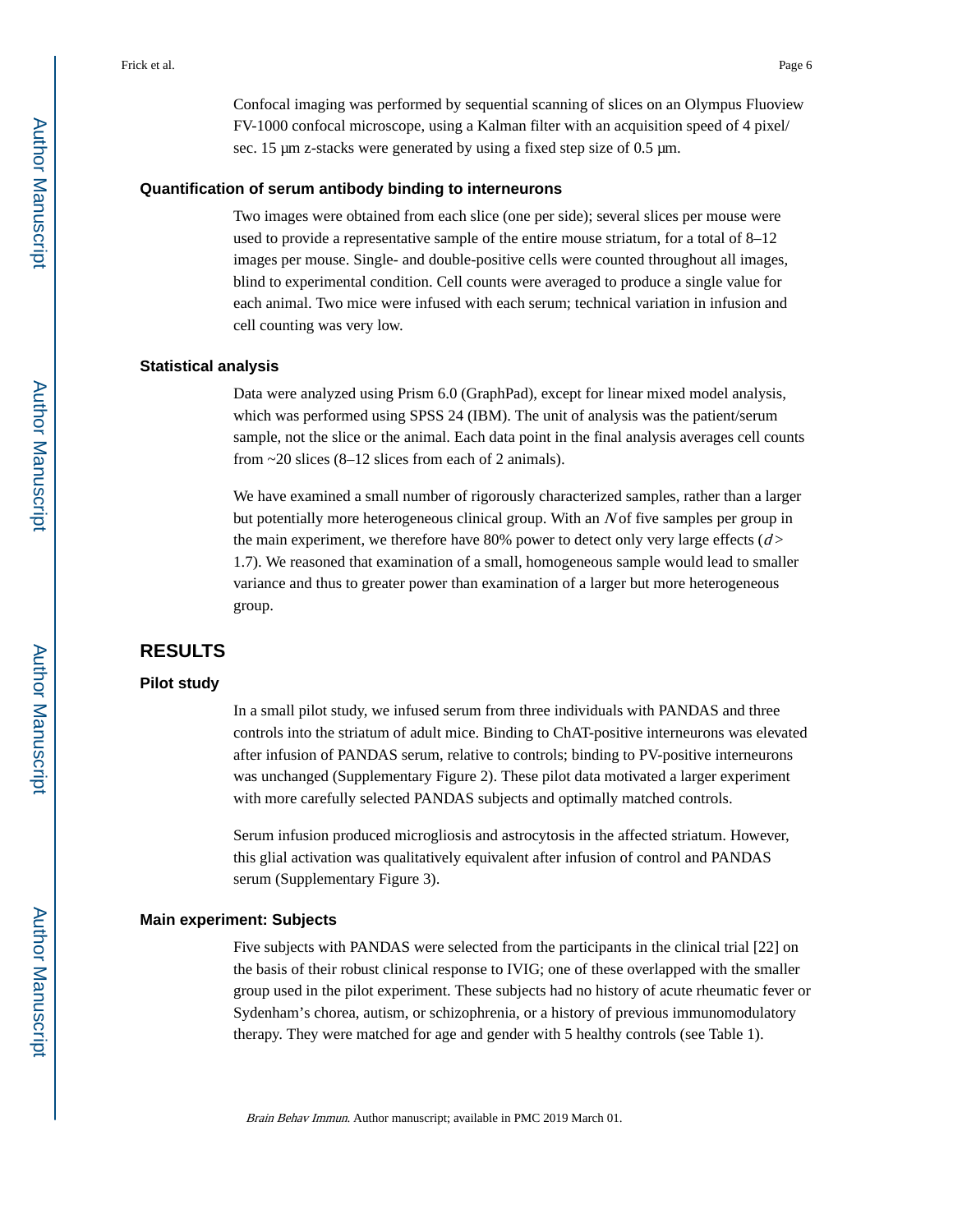Confocal imaging was performed by sequential scanning of slices on an Olympus Fluoview FV-1000 confocal microscope, using a Kalman filter with an acquisition speed of 4 pixel/sec. 15 μm z-stacks were generated by using a fixed step size of 0.5 μm.

### Quantification of serum antibody binding to interneurons

Two images were obtained from each slice (one per side); several slices per mouse were used to provide a representative sample of the entire mouse striatum, for a total of 8–12 images per mouse. Single- and double-positive cells were counted throughout all images, blind to experimental condition. Cell counts were averaged to produce a single value for each animal. Two mice were infused with each serum; technical variation in infusion and cell counting was very low.

### Statistical analysis

Data were analyzed using Prism 6.0 (GraphPad), except for linear mixed model analysis, which was performed using SPSS 24 (IBM). The unit of analysis was the patient/serum sample, not the slice or the animal. Each data point in the final analysis averages cell counts from ~20 slices (8–12 slices from each of 2 animals).

We have examined a small number of rigorously characterized samples, rather than a larger but potentially more heterogeneous clinical group. With an $N$ of five samples per group in the main experiment, we therefore have 80% power to detect only very large effects ($d >$ 1.7). We reasoned that examination of a small, homogeneous sample would lead to smaller variance and thus to greater power than examination of a larger but more heterogeneous group.

## RESULTS

### Pilot study

In a small pilot study, we infused serum from three individuals with PANDAS and three controls into the striatum of adult mice. Binding to ChAT-positive interneurons was elevated after infusion of PANDAS serum, relative to controls; binding to PV-positive interneurons was unchanged (Supplementary Figure 2). These pilot data motivated a larger experiment with more carefully selected PANDAS subjects and optimally matched controls.

Serum infusion produced microgliosis and astrocytosis in the affected striatum. However, this glial activation was qualitatively equivalent after infusion of control and PANDAS serum (Supplementary Figure 3).

### Main experiment: Subjects

Five subjects with PANDAS were selected from the participants in the clinical trial [22] on the basis of their robust clinical response to IVIG; one of these overlapped with the smaller group used in the pilot experiment. These subjects had no history of acute rheumatic fever or Sydenham's chorea, autism, or schizophrenia, or a history of previous immunomodulatory therapy. They were matched for age and gender with 5 healthy controls (see Table 1).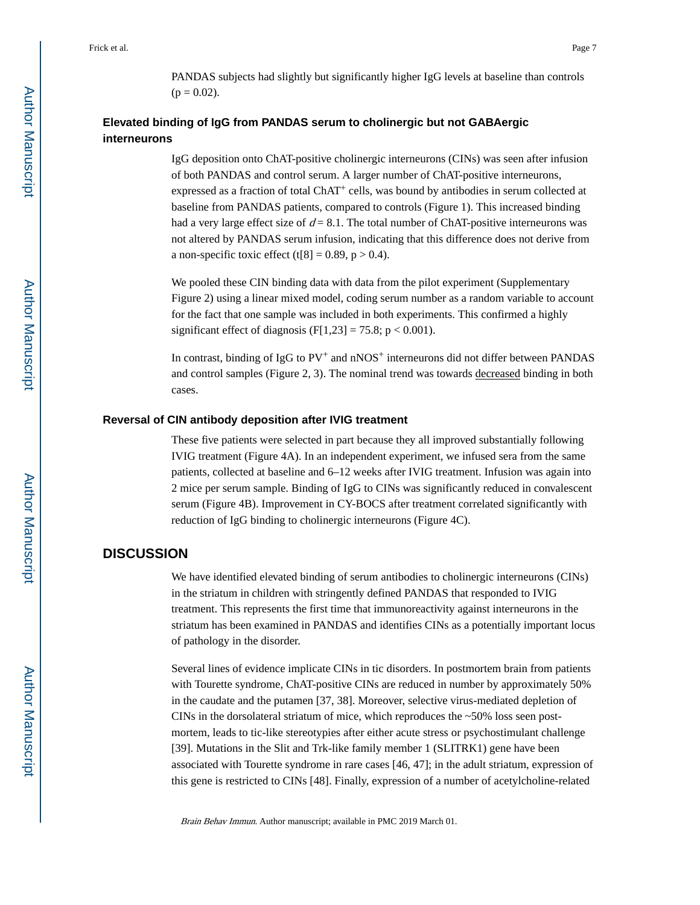PANDAS subjects had slightly but significantly higher IgG levels at baseline than controls ($p = 0.02$).

### Elevated binding of IgG from PANDAS serum to cholinergic but not GABAergic interneurons

IgG deposition onto ChAT-positive cholinergic interneurons (CINs) was seen after infusion of both PANDAS and control serum. A larger number of ChAT-positive interneurons, expressed as a fraction of total $ChAT^+$ cells, was bound by antibodies in serum collected at baseline from PANDAS patients, compared to controls (Figure 1). This increased binding had a very large effect size of $d = 8.1$. The total number of ChAT-positive interneurons was not altered by PANDAS serum infusion, indicating that this difference does not derive from a non-specific toxic effect ($t[8] = 0.89$, $p > 0.4$).

We pooled these CIN binding data with data from the pilot experiment (Supplementary Figure 2) using a linear mixed model, coding serum number as a random variable to account for the fact that one sample was included in both experiments. This confirmed a highly significant effect of diagnosis ($F[1,23] = 75.8$; $p < 0.001$).

In contrast, binding of IgG to $PV^+$ and $nNOS^+$ interneurons did not differ between PANDAS and control samples (Figure 2, 3). The nominal trend was towards decreased binding in both cases.

### Reversal of CIN antibody deposition after IVIG treatment

These five patients were selected in part because they all improved substantially following IVIG treatment (Figure 4A). In an independent experiment, we infused sera from the same patients, collected at baseline and 6–12 weeks after IVIG treatment. Infusion was again into 2 mice per serum sample. Binding of IgG to CINs was significantly reduced in convalescent serum (Figure 4B). Improvement in CY-BOCS after treatment correlated significantly with reduction of IgG binding to cholinergic interneurons (Figure 4C).

## DISCUSSION

We have identified elevated binding of serum antibodies to cholinergic interneurons (CINs) in the striatum in children with stringently defined PANDAS that responded to IVIG treatment. This represents the first time that immunoreactivity against interneurons in the striatum has been examined in PANDAS and identifies CINs as a potentially important locus of pathology in the disorder.

Several lines of evidence implicate CINs in tic disorders. In postmortem brain from patients with Tourette syndrome, ChAT-positive CINs are reduced in number by approximately 50% in the caudate and the putamen [37, 38]. Moreover, selective virus-mediated depletion of CINs in the dorsolateral striatum of mice, which reproduces the ~50% loss seen post-mortem, leads to tic-like stereotypies after either acute stress or psychostimulant challenge [39]. Mutations in the Slit and Trk-like family member 1 (SLITRK1) gene have been associated with Tourette syndrome in rare cases [46, 47]; in the adult striatum, expression of this gene is restricted to CINs [48]. Finally, expression of a number of acetylcholine-related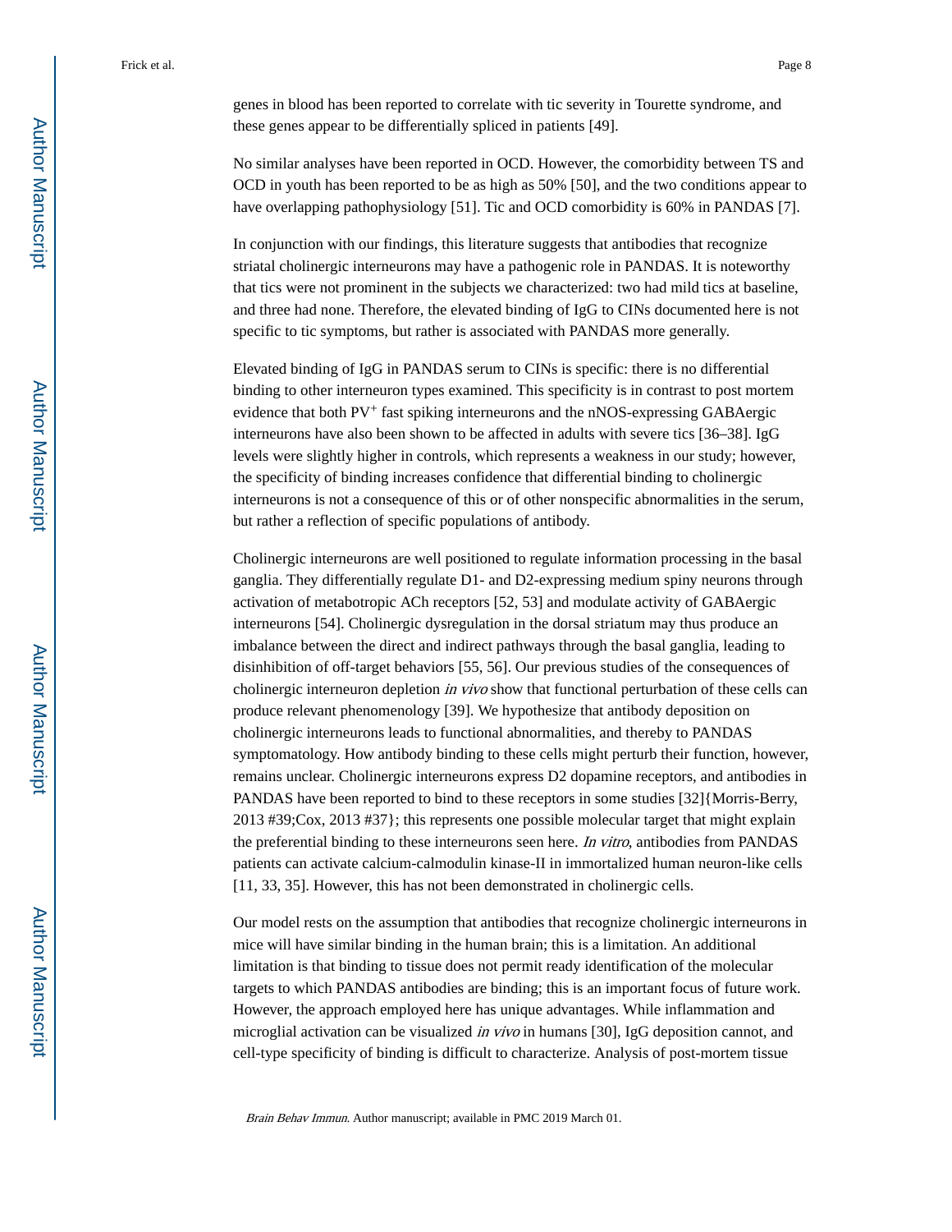genes in blood has been reported to correlate with tic severity in Tourette syndrome, and these genes appear to be differentially spliced in patients [49].

No similar analyses have been reported in OCD. However, the comorbidity between TS and OCD in youth has been reported to be as high as 50% [50], and the two conditions appear to have overlapping pathophysiology [51]. Tic and OCD comorbidity is 60% in PANDAS [7].

In conjunction with our findings, this literature suggests that antibodies that recognize striatal cholinergic interneurons may have a pathogenic role in PANDAS. It is noteworthy that tics were not prominent in the subjects we characterized: two had mild tics at baseline, and three had none. Therefore, the elevated binding of IgG to CINs documented here is not specific to tic symptoms, but rather is associated with PANDAS more generally.

Elevated binding of IgG in PANDAS serum to CINs is specific: there is no differential binding to other interneuron types examined. This specificity is in contrast to post mortem evidence that both $PV^+$ fast spiking interneurons and the nNOS-expressing GABAergic interneurons have also been shown to be affected in adults with severe tics [36–38]. IgG levels were slightly higher in controls, which represents a weakness in our study; however, the specificity of binding increases confidence that differential binding to cholinergic interneurons is not a consequence of this or of other nonspecific abnormalities in the serum, but rather a reflection of specific populations of antibody.

Cholinergic interneurons are well positioned to regulate information processing in the basal ganglia. They differentially regulate D1- and D2-expressing medium spiny neurons through activation of metabotropic ACh receptors [52, 53] and modulate activity of GABAergic interneurons [54]. Cholinergic dysregulation in the dorsal striatum may thus produce an imbalance between the direct and indirect pathways through the basal ganglia, leading to disinhibition of off-target behaviors [55, 56]. Our previous studies of the consequences of cholinergic interneuron depletion *in vivo* show that functional perturbation of these cells can produce relevant phenomenology [39]. We hypothesize that antibody deposition on cholinergic interneurons leads to functional abnormalities, and thereby to PANDAS symptomatology. How antibody binding to these cells might perturb their function, however, remains unclear. Cholinergic interneurons express D2 dopamine receptors, and antibodies in PANDAS have been reported to bind to these receptors in some studies [32]{Morris-Berry, 2013 #39;Cox, 2013 #37}; this represents one possible molecular target that might explain the preferential binding to these interneurons seen here. *In vitro*, antibodies from PANDAS patients can activate calcium-calmodulin kinase-II in immortalized human neuron-like cells [11, 33, 35]. However, this has not been demonstrated in cholinergic cells.

Our model rests on the assumption that antibodies that recognize cholinergic interneurons in mice will have similar binding in the human brain; this is a limitation. An additional limitation is that binding to tissue does not permit ready identification of the molecular targets to which PANDAS antibodies are binding; this is an important focus of future work. However, the approach employed here has unique advantages. While inflammation and microglial activation can be visualized *in vivo* in humans [30], IgG deposition cannot, and cell-type specificity of binding is difficult to characterize. Analysis of post-mortem tissue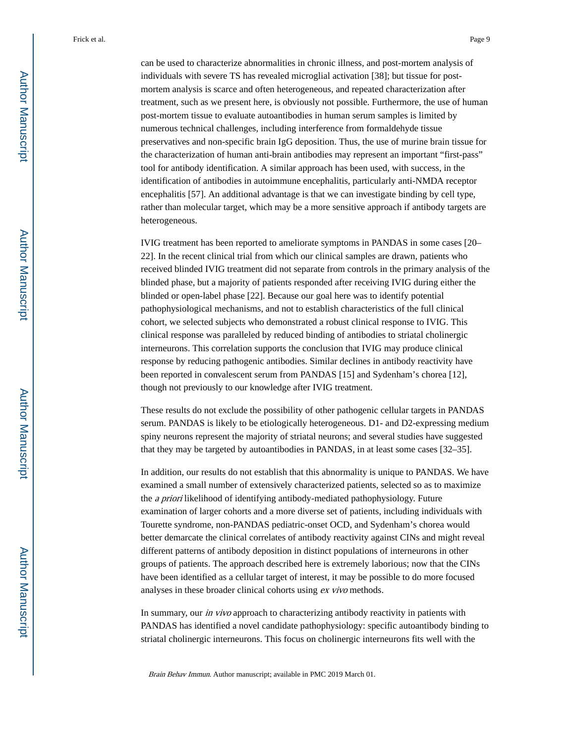can be used to characterize abnormalities in chronic illness, and post-mortem analysis of individuals with severe TS has revealed microglial activation [38]; but tissue for post-mortem analysis is scarce and often heterogeneous, and repeated characterization after treatment, such as we present here, is obviously not possible. Furthermore, the use of human post-mortem tissue to evaluate autoantibodies in human serum samples is limited by numerous technical challenges, including interference from formaldehyde tissue preservatives and non-specific brain IgG deposition. Thus, the use of murine brain tissue for the characterization of human anti-brain antibodies may represent an important "first-pass" tool for antibody identification. A similar approach has been used, with success, in the identification of antibodies in autoimmune encephalitis, particularly anti-NMDA receptor encephalitis [57]. An additional advantage is that we can investigate binding by cell type, rather than molecular target, which may be a more sensitive approach if antibody targets are heterogeneous.

IVIG treatment has been reported to ameliorate symptoms in PANDAS in some cases [20–22]. In the recent clinical trial from which our clinical samples are drawn, patients who received blinded IVIG treatment did not separate from controls in the primary analysis of the blinded phase, but a majority of patients responded after receiving IVIG during either the blinded or open-label phase [22]. Because our goal here was to identify potential pathophysiological mechanisms, and not to establish characteristics of the full clinical cohort, we selected subjects who demonstrated a robust clinical response to IVIG. This clinical response was paralleled by reduced binding of antibodies to striatal cholinergic interneurons. This correlation supports the conclusion that IVIG may produce clinical response by reducing pathogenic antibodies. Similar declines in antibody reactivity have been reported in convalescent serum from PANDAS [15] and Sydenham's chorea [12], though not previously to our knowledge after IVIG treatment.

These results do not exclude the possibility of other pathogenic cellular targets in PANDAS serum. PANDAS is likely to be etiologically heterogeneous. D1- and D2-expressing medium spiny neurons represent the majority of striatal neurons; and several studies have suggested that they may be targeted by autoantibodies in PANDAS, in at least some cases [32–35].

In addition, our results do not establish that this abnormality is unique to PANDAS. We have examined a small number of extensively characterized patients, selected so as to maximize the *a priori* likelihood of identifying antibody-mediated pathophysiology. Future examination of larger cohorts and a more diverse set of patients, including individuals with Tourette syndrome, non-PANDAS pediatric-onset OCD, and Sydenham's chorea would better demarcate the clinical correlates of antibody reactivity against CINs and might reveal different patterns of antibody deposition in distinct populations of interneurons in other groups of patients. The approach described here is extremely laborious; now that the CINs have been identified as a cellular target of interest, it may be possible to do more focused analyses in these broader clinical cohorts using *ex vivo* methods.

In summary, our *in vivo* approach to characterizing antibody reactivity in patients with PANDAS has identified a novel candidate pathophysiology: specific autoantibody binding to striatal cholinergic interneurons. This focus on cholinergic interneurons fits well with the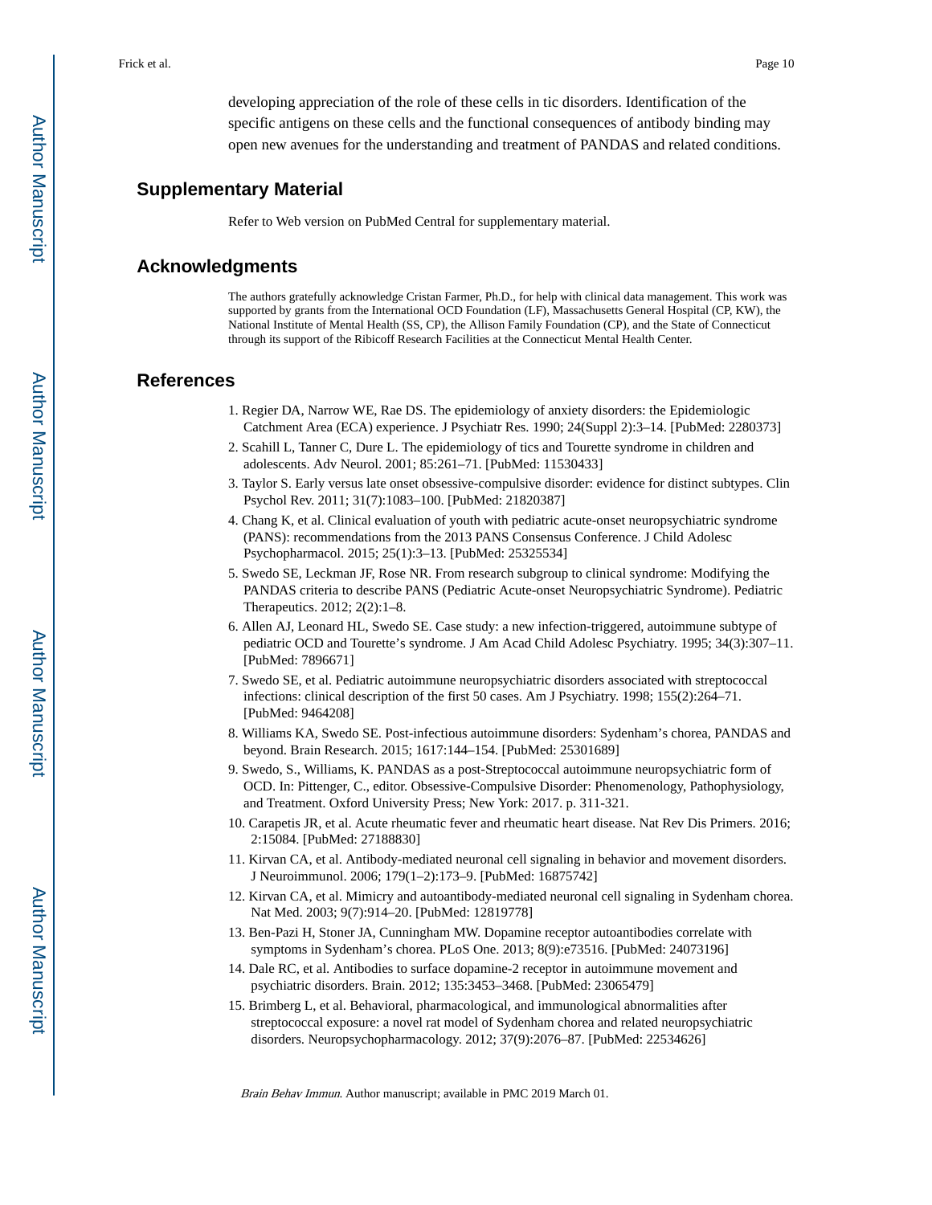developing appreciation of the role of these cells in tic disorders. Identification of the specific antigens on these cells and the functional consequences of antibody binding may open new avenues for the understanding and treatment of PANDAS and related conditions.

## Supplementary Material

Refer to Web version on PubMed Central for supplementary material.

## Acknowledgments

The authors gratefully acknowledge Cristan Farmer, Ph.D., for help with clinical data management. This work was supported by grants from the International OCD Foundation (LF), Massachusetts General Hospital (CP, KW), the National Institute of Mental Health (SS, CP), the Allison Family Foundation (CP), and the State of Connecticut through its support of the Ribicoff Research Facilities at the Connecticut Mental Health Center.

## References

1. Regier DA, Narrow WE, Rae DS. The epidemiology of anxiety disorders: the Epidemiologic Catchment Area (ECA) experience. J Psychiatr Res. 1990; 24(Suppl 2):3–14. [PubMed: 2280373]
2. Scahill L, Tanner C, Dure L. The epidemiology of tics and Tourette syndrome in children and adolescents. Adv Neurol. 2001; 85:261–71. [PubMed: 11530433]
3. Taylor S. Early versus late onset obsessive-compulsive disorder: evidence for distinct subtypes. Clin Psychol Rev. 2011; 31(7):1083–100. [PubMed: 21820387]
4. Chang K, et al. Clinical evaluation of youth with pediatric acute-onset neuropsychiatric syndrome (PANS): recommendations from the 2013 PANS Consensus Conference. J Child Adolesc Psychopharmacol. 2015; 25(1):3–13. [PubMed: 25325534]
5. Swedo SE, Leckman JF, Rose NR. From research subgroup to clinical syndrome: Modifying the PANDAS criteria to describe PANS (Pediatric Acute-onset Neuropsychiatric Syndrome). Pediatric Therapeutics. 2012; 2(2):1–8.
6. Allen AJ, Leonard HL, Swedo SE. Case study: a new infection-triggered, autoimmune subtype of pediatric OCD and Tourette's syndrome. J Am Acad Child Adolesc Psychiatry. 1995; 34(3):307–11. [PubMed: 7896671]
7. Swedo SE, et al. Pediatric autoimmune neuropsychiatric disorders associated with streptococcal infections: clinical description of the first 50 cases. Am J Psychiatry. 1998; 155(2):264–71. [PubMed: 9464208]
8. Williams KA, Swedo SE. Post-infectious autoimmune disorders: Sydenham's chorea, PANDAS and beyond. Brain Research. 2015; 1617:144–154. [PubMed: 25301689]
9. Swedo, S., Williams, K. PANDAS as a post-Streptococcal autoimmune neuropsychiatric form of OCD. In: Pittenger, C., editor. Obsessive-Compulsive Disorder: Phenomenology, Pathophysiology, and Treatment. Oxford University Press; New York: 2017. p. 311-321.
10. Carapetis JR, et al. Acute rheumatic fever and rheumatic heart disease. Nat Rev Dis Primers. 2016; 2:15084. [PubMed: 27188830]
11. Kirvan CA, et al. Antibody-mediated neuronal cell signaling in behavior and movement disorders. J Neuroimmunol. 2006; 179(1–2):173–9. [PubMed: 16875742]
12. Kirvan CA, et al. Mimicry and autoantibody-mediated neuronal cell signaling in Sydenham chorea. Nat Med. 2003; 9(7):914–20. [PubMed: 12819778]
13. Ben-Pazi H, Stoner JA, Cunningham MW. Dopamine receptor autoantibodies correlate with symptoms in Sydenham's chorea. PLoS One. 2013; 8(9):e73516. [PubMed: 24073196]
14. Dale RC, et al. Antibodies to surface dopamine-2 receptor in autoimmune movement and psychiatric disorders. Brain. 2012; 135:3453–3468. [PubMed: 23065479]
15. Brimberg L, et al. Behavioral, pharmacological, and immunological abnormalities after streptococcal exposure: a novel rat model of Sydenham chorea and related neuropsychiatric disorders. Neuropsychopharmacology. 2012; 37(9):2076–87. [PubMed: 22534626]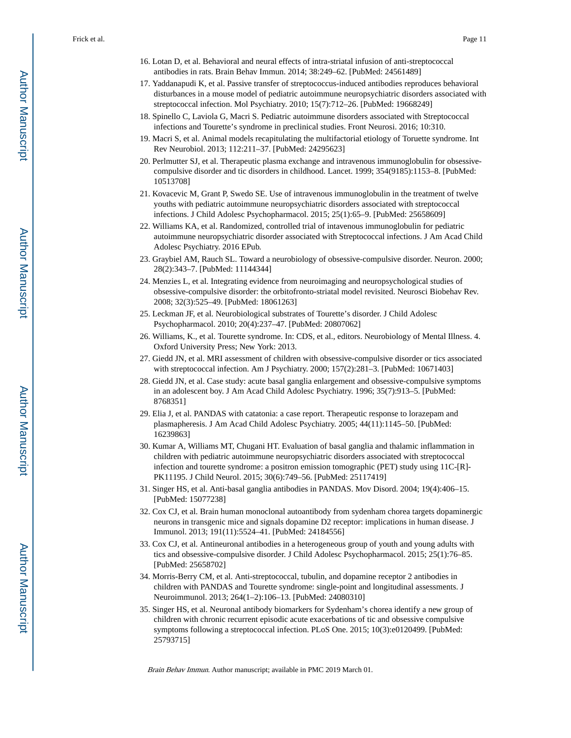16. Lotan D, et al. Behavioral and neural effects of intra-striatal infusion of anti-streptococcal antibodies in rats. Brain Behav Immun. 2014; 38:249–62. [PubMed: 24561489]
17. Yaddanapudi K, et al. Passive transfer of streptococcus-induced antibodies reproduces behavioral disturbances in a mouse model of pediatric autoimmune neuropsychiatric disorders associated with streptococcal infection. Mol Psychiatry. 2010; 15(7):712–26. [PubMed: 19668249]
18. Spinello C, Laviola G, Macri S. Pediatric autoimmune disorders associated with Streptococcal infections and Tourette's syndrome in preclinical studies. Front Neurosi. 2016; 10:310.
19. Macri S, et al. Animal models recapitulating the multifactorial etiology of Toruette syndrome. Int Rev Neurobiol. 2013; 112:211–37. [PubMed: 24295623]
20. Perlmutter SJ, et al. Therapeutic plasma exchange and intravenous immunoglobulin for obsessive-compulsive disorder and tic disorders in childhood. Lancet. 1999; 354(9185):1153–8. [PubMed: 10513708]
21. Kovacevic M, Grant P, Swedo SE. Use of intravenous immunoglobulin in the treatment of twelve youths with pediatric autoimmune neuropsychiatric disorders associated with streptococcal infections. J Child Adolesc Psychopharmacol. 2015; 25(1):65–9. [PubMed: 25658609]
22. Williams KA, et al. Randomized, controlled trial of intavenous immunoglobulin for pediatric autoimmune neuropsychiatric disorder associated with Streptococcal infections. J Am Acad Child Adolesc Psychiatry. 2016 EPub.
23. Graybiel AM, Rauch SL. Toward a neurobiology of obsessive-compulsive disorder. Neuron. 2000; 28(2):343–7. [PubMed: 11144344]
24. Menzies L, et al. Integrating evidence from neuroimaging and neuropsychological studies of obsessive-compulsive disorder: the orbitofronto-striatal model revisited. Neurosci Biobehav Rev. 2008; 32(3):525–49. [PubMed: 18061263]
25. Leckman JF, et al. Neurobiological substrates of Tourette's disorder. J Child Adolesc Psychopharmacol. 2010; 20(4):237–47. [PubMed: 20807062]
26. Williams, K., et al. Tourette syndrome. In: CDS, et al., editors. Neurobiology of Mental Illness. 4. Oxford University Press; New York: 2013.
27. Giedd JN, et al. MRI assessment of children with obsessive-compulsive disorder or tics associated with streptococcal infection. Am J Psychiatry. 2000; 157(2):281–3. [PubMed: 10671403]
28. Giedd JN, et al. Case study: acute basal ganglia enlargement and obsessive-compulsive symptoms in an adolescent boy. J Am Acad Child Adolesc Psychiatry. 1996; 35(7):913–5. [PubMed: 8768351]
29. Elia J, et al. PANDAS with catatonia: a case report. Therapeutic response to lorazepam and plasmapheresis. J Am Acad Child Adolesc Psychiatry. 2005; 44(11):1145–50. [PubMed: 16239863]
30. Kumar A, Williams MT, Chugani HT. Evaluation of basal ganglia and thalamic inflammation in children with pediatric autoimmune neuropsychiatric disorders associated with streptococcal infection and tourette syndrome: a positron emission tomographic (PET) study using 11C-[R]-PK11195. J Child Neurol. 2015; 30(6):749–56. [PubMed: 25117419]
31. Singer HS, et al. Anti-basal ganglia antibodies in PANDAS. Mov Disord. 2004; 19(4):406–15. [PubMed: 15077238]
32. Cox CJ, et al. Brain human monoclonal autoantibody from sydenham chorea targets dopaminergic neurons in transgenic mice and signals dopamine D2 receptor: implications in human disease. J Immunol. 2013; 191(11):5524–41. [PubMed: 24184556]
33. Cox CJ, et al. Antineuronal antibodies in a heterogeneous group of youth and young adults with tics and obsessive-compulsive disorder. J Child Adolesc Psychopharmacol. 2015; 25(1):76–85. [PubMed: 25658702]
34. Morris-Berry CM, et al. Anti-streptococcal, tubulin, and dopamine receptor 2 antibodies in children with PANDAS and Tourette syndrome: single-point and longitudinal assessments. J Neuroimmunol. 2013; 264(1–2):106–13. [PubMed: 24080310]
35. Singer HS, et al. Neuronal antibody biomarkers for Sydenham's chorea identify a new group of children with chronic recurrent episodic acute exacerbations of tic and obsessive compulsive symptoms following a streptococcal infection. PLoS One. 2015; 10(3):e0120499. [PubMed: 25793715]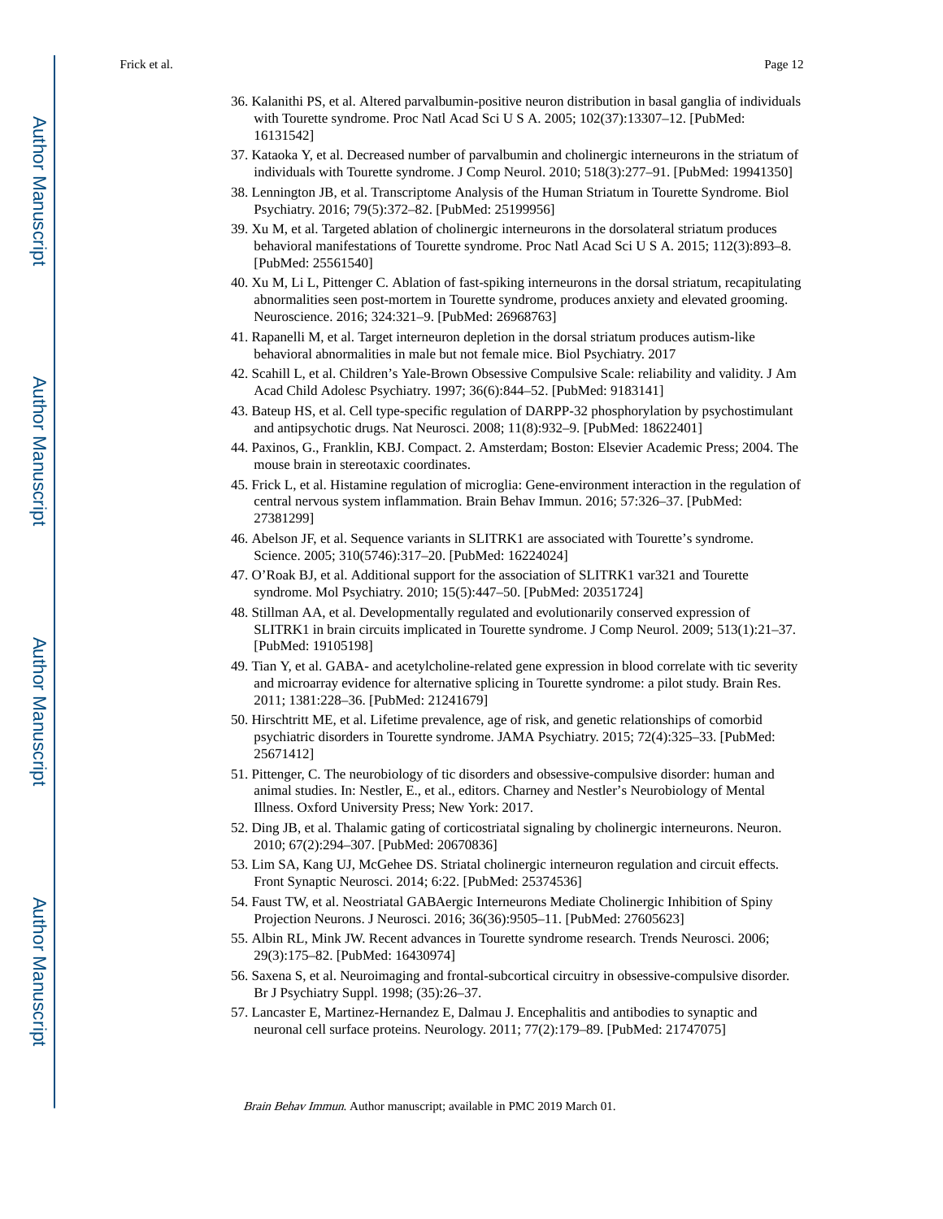36. Kalanithi PS, et al. Altered parvalbumin-positive neuron distribution in basal ganglia of individuals with Tourette syndrome. Proc Natl Acad Sci U S A. 2005; 102(37):13307–12. [PubMed: 16131542]
37. Kataoka Y, et al. Decreased number of parvalbumin and cholinergic interneurons in the striatum of individuals with Tourette syndrome. J Comp Neurol. 2010; 518(3):277–91. [PubMed: 19941350]
38. Lennington JB, et al. Transcriptome Analysis of the Human Striatum in Tourette Syndrome. Biol Psychiatry. 2016; 79(5):372–82. [PubMed: 25199956]
39. Xu M, et al. Targeted ablation of cholinergic interneurons in the dorsolateral striatum produces behavioral manifestations of Tourette syndrome. Proc Natl Acad Sci U S A. 2015; 112(3):893–8. [PubMed: 25561540]
40. Xu M, Li L, Pittenger C. Ablation of fast-spiking interneurons in the dorsal striatum, recapitulating abnormalities seen post-mortem in Tourette syndrome, produces anxiety and elevated grooming. Neuroscience. 2016; 324:321–9. [PubMed: 26968763]
41. Rapanelli M, et al. Target interneuron depletion in the dorsal striatum produces autism-like behavioral abnormalities in male but not female mice. Biol Psychiatry. 2017
42. Scahill L, et al. Children's Yale-Brown Obsessive Compulsive Scale: reliability and validity. J Am Acad Child Adolesc Psychiatry. 1997; 36(6):844–52. [PubMed: 9183141]
43. Bateup HS, et al. Cell type-specific regulation of DARPP-32 phosphorylation by psychostimulant and antipsychotic drugs. Nat Neurosci. 2008; 11(8):932–9. [PubMed: 18622401]
44. Paxinos, G., Franklin, KBJ. Compact. 2. Amsterdam; Boston: Elsevier Academic Press; 2004. The mouse brain in stereotaxic coordinates.
45. Frick L, et al. Histamine regulation of microglia: Gene-environment interaction in the regulation of central nervous system inflammation. Brain Behav Immun. 2016; 57:326–37. [PubMed: 27381299]
46. Abelson JF, et al. Sequence variants in SLITRK1 are associated with Tourette's syndrome. Science. 2005; 310(5746):317–20. [PubMed: 16224024]
47. O'Roak BJ, et al. Additional support for the association of SLITRK1 var321 and Tourette syndrome. Mol Psychiatry. 2010; 15(5):447–50. [PubMed: 20351724]
48. Stillman AA, et al. Developmentally regulated and evolutionarily conserved expression of SLITRK1 in brain circuits implicated in Tourette syndrome. J Comp Neurol. 2009; 513(1):21–37. [PubMed: 19105198]
49. Tian Y, et al. GABA- and acetylcholine-related gene expression in blood correlate with tic severity and microarray evidence for alternative splicing in Tourette syndrome: a pilot study. Brain Res. 2011; 1381:228–36. [PubMed: 21241679]
50. Hirschtritt ME, et al. Lifetime prevalence, age of risk, and genetic relationships of comorbid psychiatric disorders in Tourette syndrome. JAMA Psychiatry. 2015; 72(4):325–33. [PubMed: 25671412]
51. Pittenger, C. The neurobiology of tic disorders and obsessive-compulsive disorder: human and animal studies. In: Nestler, E., et al., editors. Charney and Nestler's Neurobiology of Mental Illness. Oxford University Press; New York: 2017.
52. Ding JB, et al. Thalamic gating of corticostriatal signaling by cholinergic interneurons. Neuron. 2010; 67(2):294–307. [PubMed: 20670836]
53. Lim SA, Kang UJ, McGehee DS. Striatal cholinergic interneuron regulation and circuit effects. Front Synaptic Neurosci. 2014; 6:22. [PubMed: 25374536]
54. Faust TW, et al. Neostriatal GABAergic Interneurons Mediate Cholinergic Inhibition of Spiny Projection Neurons. J Neurosci. 2016; 36(36):9505–11. [PubMed: 27605623]
55. Albin RL, Mink JW. Recent advances in Tourette syndrome research. Trends Neurosci. 2006; 29(3):175–82. [PubMed: 16430974]
56. Saxena S, et al. Neuroimaging and frontal-subcortical circuitry in obsessive-compulsive disorder. Br J Psychiatry Suppl. 1998; (35):26–37.
57. Lancaster E, Martinez-Hernandez E, Dalmau J. Encephalitis and antibodies to synaptic and neuronal cell surface proteins. Neurology. 2011; 77(2):179–89. [PubMed: 21747075]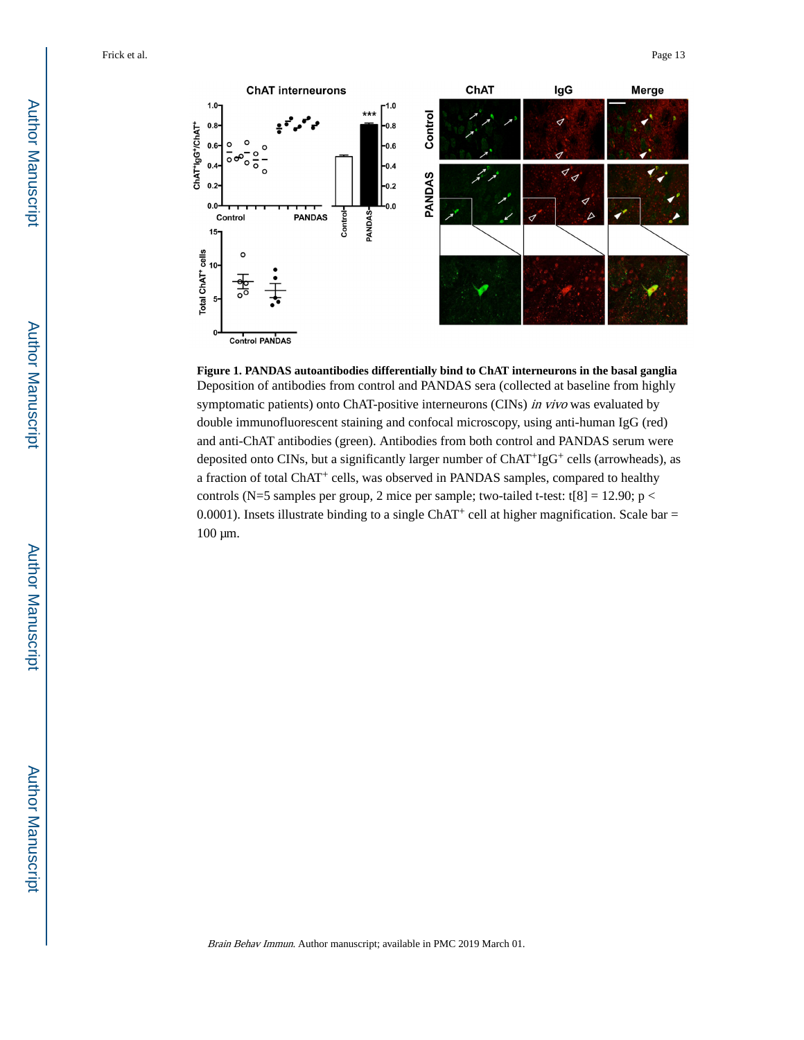**Figure 1. PANDAS autoantibodies differentially bind to ChAT interneurons in the basal ganglia**

Deposition of antibodies from control and PANDAS sera (collected at baseline from highly symptomatic patients) onto ChAT-positive interneurons (CINs) *in vivo* was evaluated by double immunofluorescent staining and confocal microscopy, using anti-human IgG (red) and anti-ChAT antibodies (green). Antibodies from both control and PANDAS serum were deposited onto CINs, but a significantly larger number of $ChAT^{+}IgG^{+}$ cells (arrowheads), as a fraction of total $ChAT^{+}$ cells, was observed in PANDAS samples, compared to healthy controls (N=5 samples per group, 2 mice per sample; two-tailed t-test: $t[8] = 12.90$; $p < 0.0001$). Insets illustrate binding to a single $ChAT^{+}$ cell at higher magnification. Scale bar = 100 μm.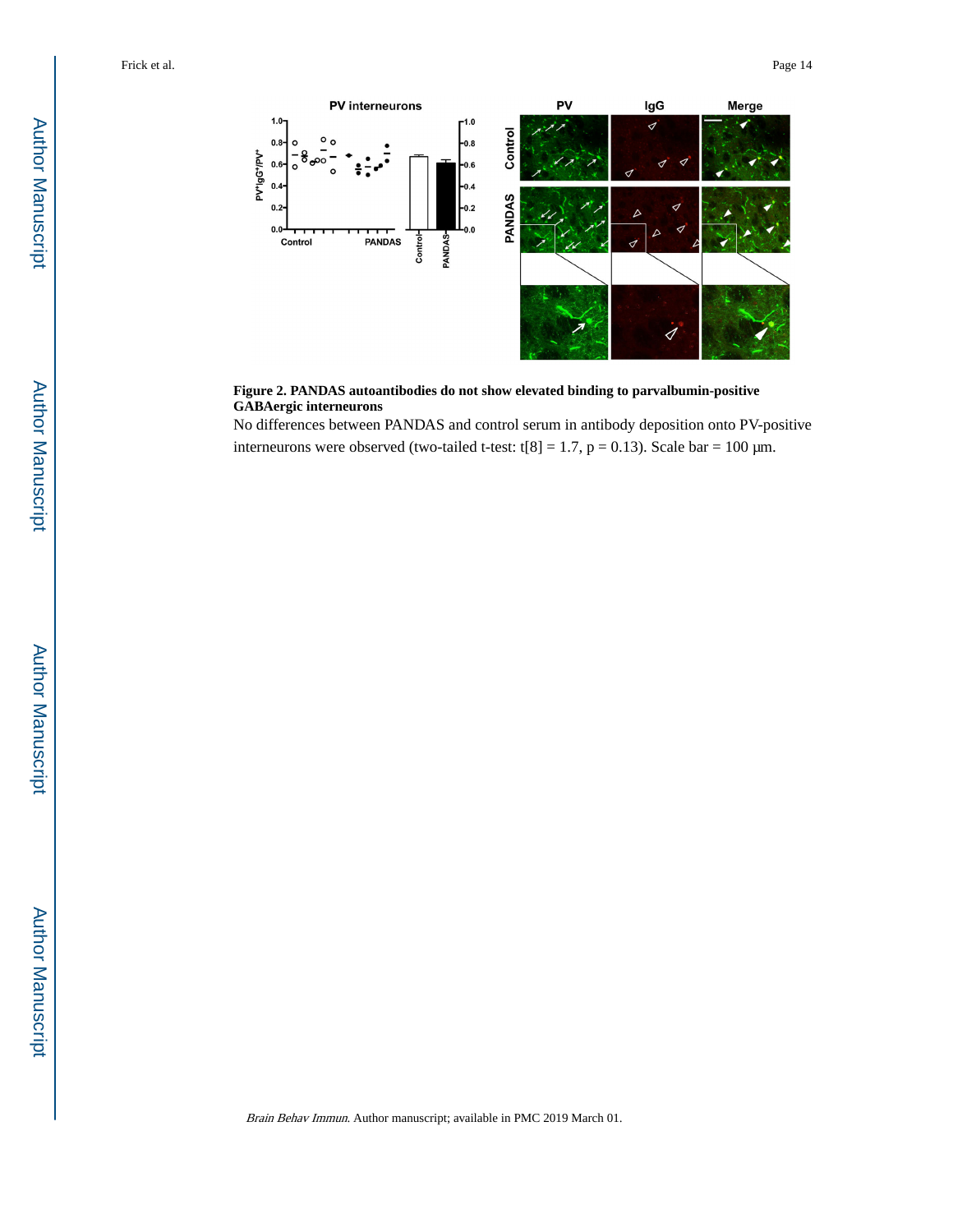**Figure 2. PANDAS autoantibodies do not show elevated binding to parvalbumin-positive GABAergic interneurons**

No differences between PANDAS and control serum in antibody deposition onto PV-positive interneurons were observed (two-tailed t-test: $t[8] = 1.7$, $p = 0.13$). Scale bar = 100 μm.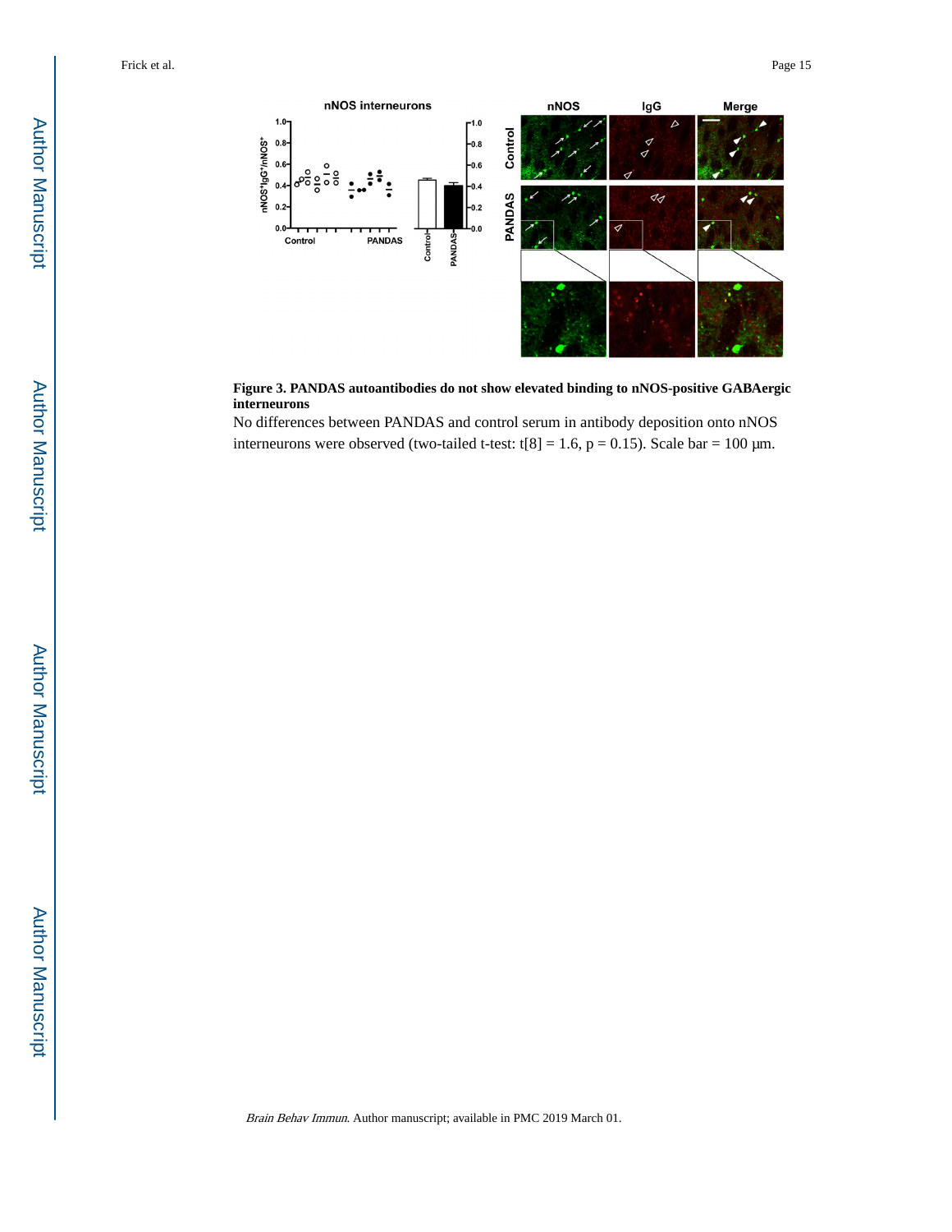**Figure 3. PANDAS autoantibodies do not show elevated binding to nNOS-positive GABAergic interneurons**

No differences between PANDAS and control serum in antibody deposition onto nNOS interneurons were observed (two-tailed t-test: $t[8] = 1.6$, $p = 0.15$). Scale bar = 100 μm.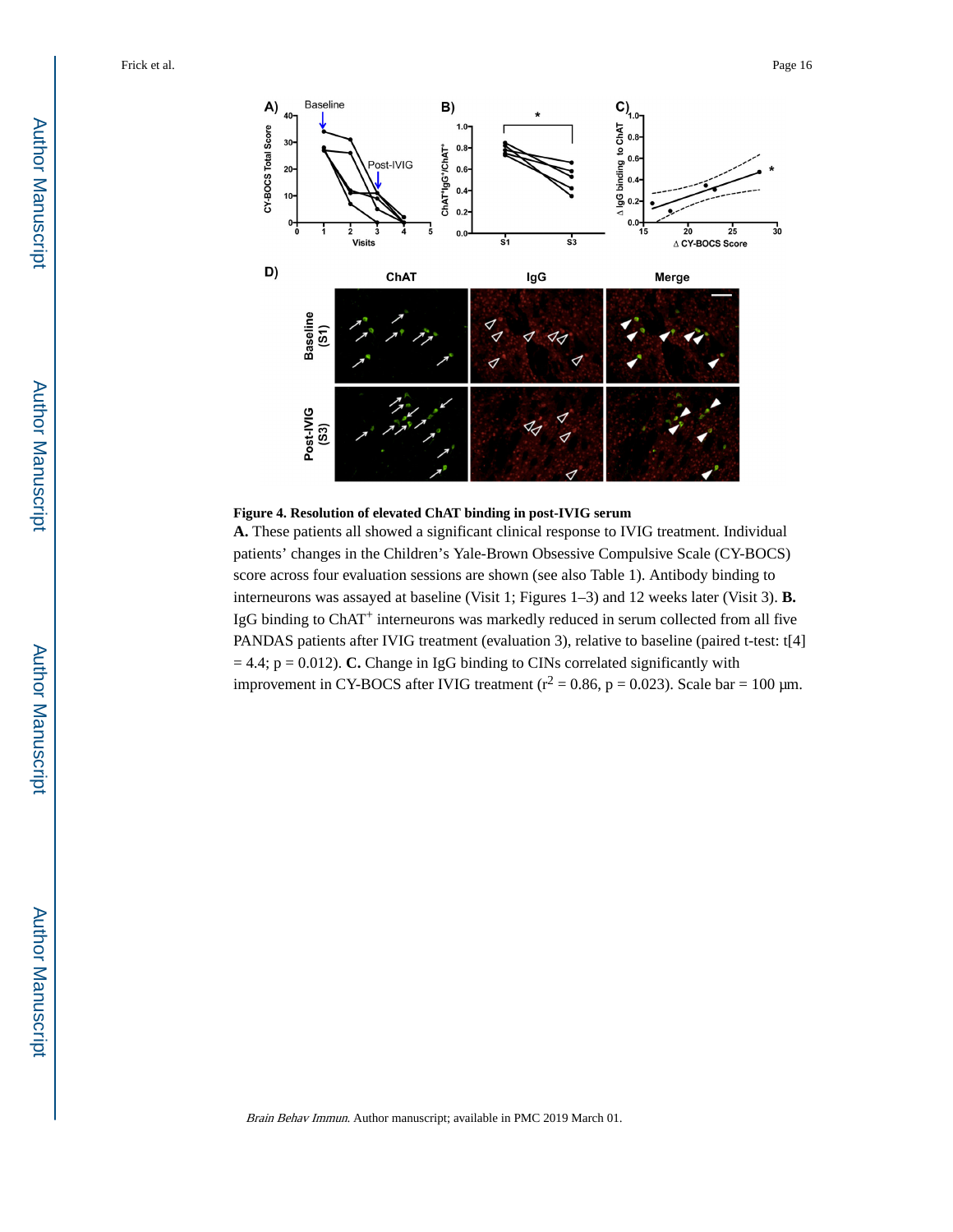**Figure 4. Resolution of elevated ChAT binding in post-IVIG serum**

**A.** These patients all showed a significant clinical response to IVIG treatment. Individual patients' changes in the Children's Yale-Brown Obsessive Compulsive Scale (CY-BOCS) score across four evaluation sessions are shown (see also Table 1). Antibody binding to interneurons was assayed at baseline (Visit 1; Figures 1–3) and 12 weeks later (Visit 3). **B.** IgG binding to $ChAT^{+}$ interneurons was markedly reduced in serum collected from all five PANDAS patients after IVIG treatment (evaluation 3), relative to baseline (paired t-test: $t[4] = 4.4$; $p = 0.012$). **C.** Change in IgG binding to CINs correlated significantly with improvement in CY-BOCS after IVIG treatment ($r^2 = 0.86$, $p = 0.023$). Scale bar = 100 μm.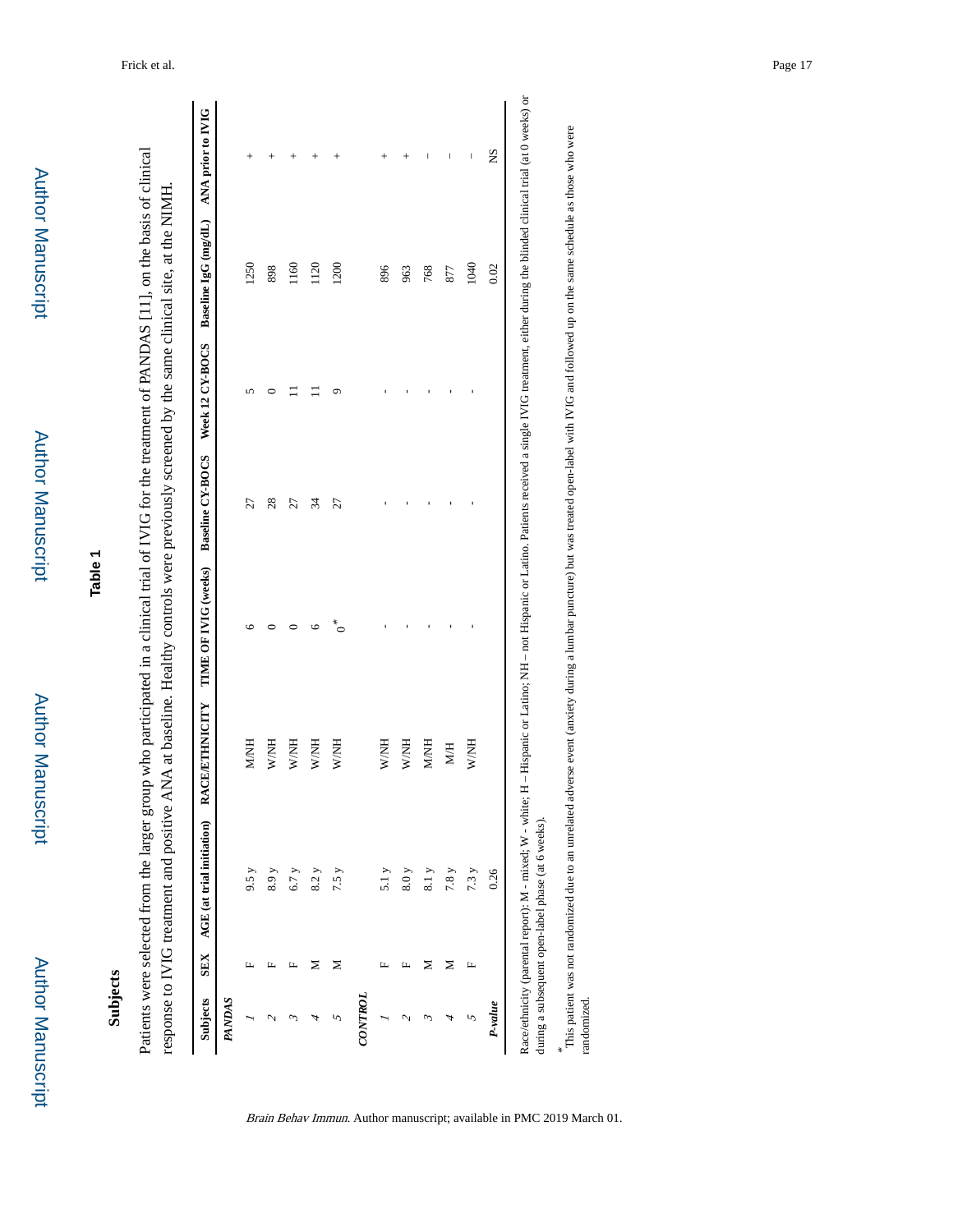# Table 1

## Subjects

Patients were selected from the larger group who participated in a clinical trial of IVIG for the treatment of PANDAS [11], on the basis of clinical response to IVIG treatment and positive ANA at baseline. Healthy controls were previously screened by the same clinical site, at the NIMH.

| Subjects | SEX | AGE (at trial initiation) | RACE/ETHNICITY | TIME OF IVIG (weeks) | Baseline CY-BOCS | Week 12 CY-BOCS | Baseline IgG (mg/dL) | ANA prior to IVIG |
|---|---|---|---|---|---|---|---|---|
| ***PANDAS*** | | | | | | | | |
| *1* | F | 9.5 y | M/NH | 6 | 27 | 5 | 1250 | + |
| *2* | F | 8.9 y | W/NH | 0 | 28 | 0 | 898 | + |
| *3* | F | 6.7 y | W/NH | 0 | 27 | 11 | 1160 | + |
| *4* | M | 8.2 y | W/NH | 6 | 34 | 11 | 1120 | + |
| *5* | M | 7.5 y | W/NH | 0* | 27 | 9 | 1200 | + |
| ***CONTROL*** | | | | | | | | |
| *1* | F | 5.1 y | W/NH | - | - | - | 896 | + |
| *2* | F | 8.0 y | W/NH | - | - | - | 963 | + |
| *3* | M | 8.1 y | M/NH | - | - | - | 768 | – |
| *4* | M | 7.8 y | M/H | - | - | - | 877 | – |
| *5* | F | 7.3 y | W/NH | - | - | - | 1040 | – |
| ***P-value*** | | 0.26 | | | | | 0.02 | NS |

Race/ethnicity (parental report): M - mixed; W - white; H – Hispanic or Latino; NH – not Hispanic or Latino. Patients received a single IVIG treatment, either during the blinded clinical trial (at 0 weeks) or during a subsequent open-label phase (at 6 weeks).

*This patient was not randomized due to an unrelated adverse event (anxiety during a lumbar puncture) but was treated open-label with IVIG and followed up on the same schedule as those who were randomized.